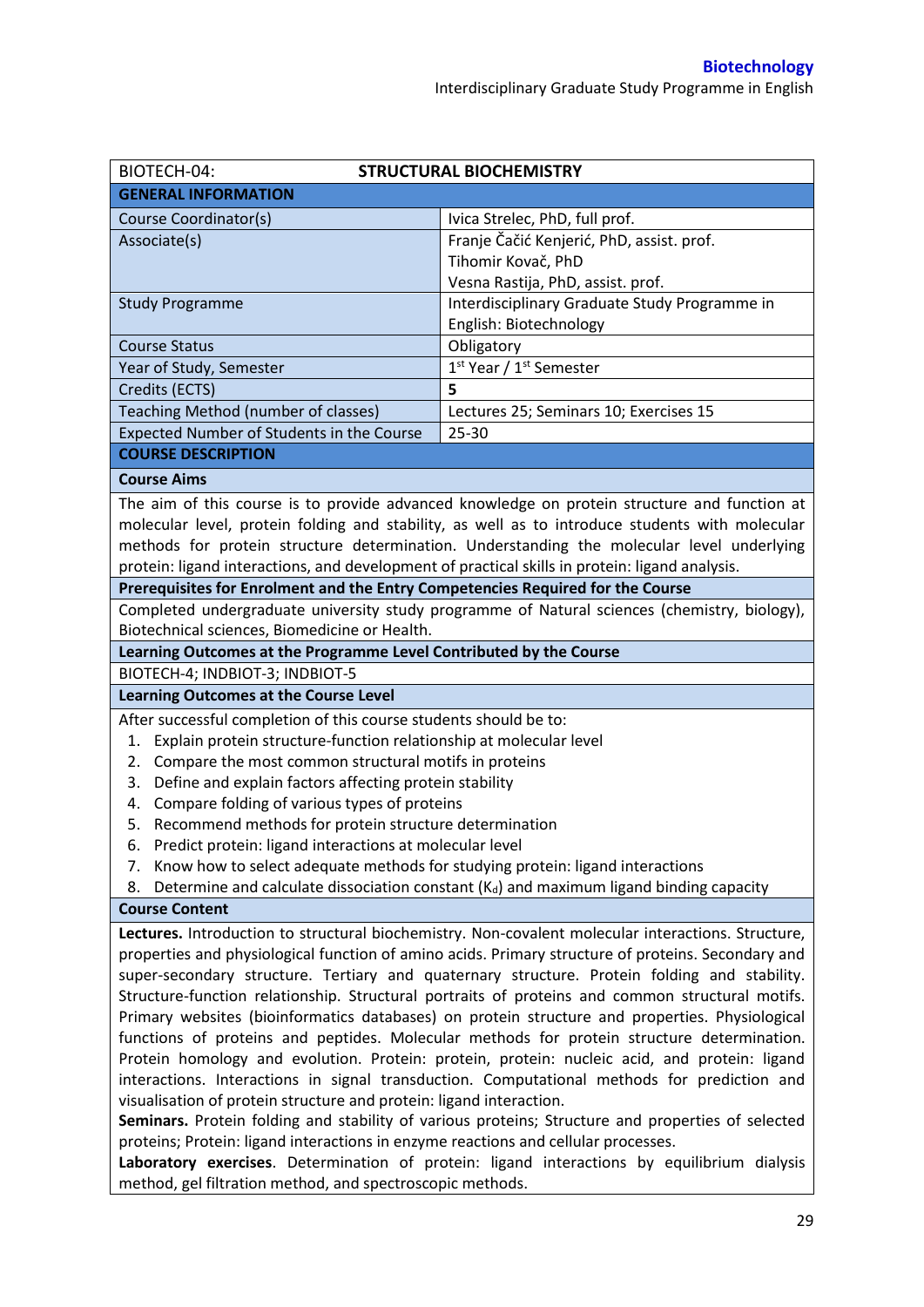| BIOTECH-04: | STRUCTURAL BIOCHEMISTRY |
|---|---|
| **GENERAL INFORMATION** | |
| Course Coordinator(s) | Ivica Strelec, PhD, full prof. |
| Associate(s) | Franje Čačić Kenjerić, PhD, assist. prof.<br>Tihomir Kovač, PhD<br>Vesna Rastija, PhD, assist. prof. |
| Study Programme | Interdisciplinary Graduate Study Programme in English: Biotechnology |
| Course Status | Obligatory |
| Year of Study, Semester | 1st Year / 1st Semester |
| Credits (ECTS) | **5** |
| Teaching Method (number of classes) | Lectures 25; Seminars 10; Exercises 15 |
| Expected Number of Students in the Course | 25-30 |

## COURSE DESCRIPTION

### Course Aims

The aim of this course is to provide advanced knowledge on protein structure and function at molecular level, protein folding and stability, as well as to introduce students with molecular methods for protein structure determination. Understanding the molecular level underlying protein: ligand interactions, and development of practical skills in protein: ligand analysis.

### Prerequisites for Enrolment and the Entry Competencies Required for the Course

Completed undergraduate university study programme of Natural sciences (chemistry, biology), Biotechnical sciences, Biomedicine or Health.

### Learning Outcomes at the Programme Level Contributed by the Course

BIOTECH-4; INDBIOT-3; INDBIOT-5

### Learning Outcomes at the Course Level

After successful completion of this course students should be to:

1. Explain protein structure-function relationship at molecular level
2. Compare the most common structural motifs in proteins
3. Define and explain factors affecting protein stability
4. Compare folding of various types of proteins
5. Recommend methods for protein structure determination
6. Predict protein: ligand interactions at molecular level
7. Know how to select adequate methods for studying protein: ligand interactions
8. Determine and calculate dissociation constant ($K_d$) and maximum ligand binding capacity

### Course Content

**Lectures.** Introduction to structural biochemistry. Non-covalent molecular interactions. Structure, properties and physiological function of amino acids. Primary structure of proteins. Secondary and super-secondary structure. Tertiary and quaternary structure. Protein folding and stability. Structure-function relationship. Structural portraits of proteins and common structural motifs. Primary websites (bioinformatics databases) on protein structure and properties. Physiological functions of proteins and peptides. Molecular methods for protein structure determination. Protein homology and evolution. Protein: protein, protein: nucleic acid, and protein: ligand interactions. Interactions in signal transduction. Computational methods for prediction and visualisation of protein structure and protein: ligand interaction.

**Seminars.** Protein folding and stability of various proteins; Structure and properties of selected proteins; Protein: ligand interactions in enzyme reactions and cellular processes.

**Laboratory exercises**. Determination of protein: ligand interactions by equilibrium dialysis method, gel filtration method, and spectroscopic methods.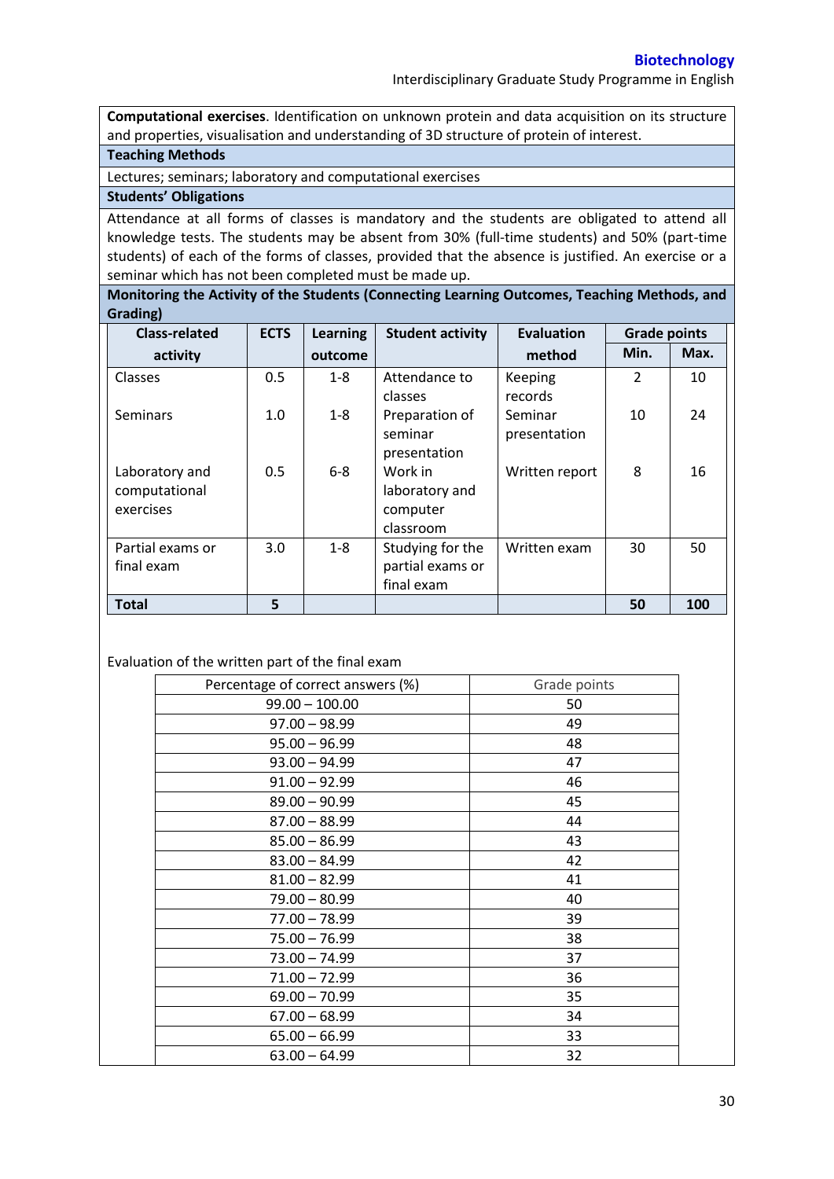**Computational exercises**. Identification on unknown protein and data acquisition on its structure and properties, visualisation and understanding of 3D structure of protein of interest.

**Teaching Methods**

Lectures; seminars; laboratory and computational exercises

**Students' Obligations**

Attendance at all forms of classes is mandatory and the students are obligated to attend all knowledge tests. The students may be absent from 30% (full-time students) and 50% (part-time students) of each of the forms of classes, provided that the absence is justified. An exercise or a seminar which has not been completed must be made up.

**Monitoring the Activity of the Students (Connecting Learning Outcomes, Teaching Methods, and Grading)**

| Class-related activity | ECTS | Learning outcome | Student activity | Evaluation method | Grade points | |
|---|---|---|---|---|---|---|
| | | | | | Min. | Max. |
| Classes | 0.5 | 1-8 | Attendance to classes | Keeping records | 2 | 10 |
| Seminars | 1.0 | 1-8 | Preparation of seminar presentation | Seminar presentation | 10 | 24 |
| Laboratory and computational exercises | 0.5 | 6-8 | Work in laboratory and computer classroom | Written report | 8 | 16 |
| Partial exams or final exam | 3.0 | 1-8 | Studying for the partial exams or final exam | Written exam | 30 | 50 |
| **Total** | **5** | | | | **50** | **100** |

Evaluation of the written part of the final exam

| Percentage of correct answers (%) | Grade points |
|---|---|
| 99.00 – 100.00 | 50 |
| 97.00 – 98.99 | 49 |
| 95.00 – 96.99 | 48 |
| 93.00 – 94.99 | 47 |
| 91.00 – 92.99 | 46 |
| 89.00 – 90.99 | 45 |
| 87.00 – 88.99 | 44 |
| 85.00 – 86.99 | 43 |
| 83.00 – 84.99 | 42 |
| 81.00 – 82.99 | 41 |
| 79.00 – 80.99 | 40 |
| 77.00 – 78.99 | 39 |
| 75.00 – 76.99 | 38 |
| 73.00 – 74.99 | 37 |
| 71.00 – 72.99 | 36 |
| 69.00 – 70.99 | 35 |
| 67.00 – 68.99 | 34 |
| 65.00 – 66.99 | 33 |
| 63.00 – 64.99 | 32 |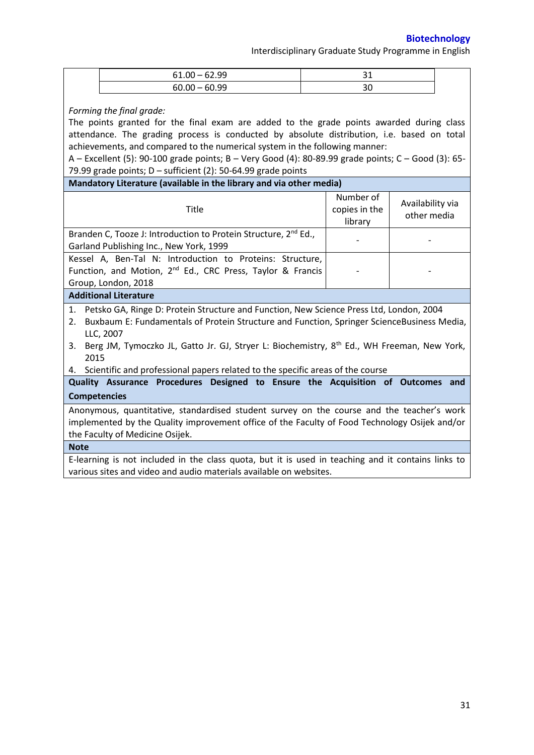| | |
|---|---|
| 61.00 – 62.99 | 31 |
| 60.00 – 60.99 | 30 |

*Forming the final grade:*

The points granted for the final exam are added to the grade points awarded during class attendance. The grading process is conducted by absolute distribution, i.e. based on total achievements, and compared to the numerical system in the following manner:

A – Excellent (5): 90-100 grade points; B – Very Good (4): 80-89.99 grade points; C – Good (3): 65-79.99 grade points; D – sufficient (2): 50-64.99 grade points

**Mandatory Literature (available in the library and via other media)**

| Title | Number of copies in the library | Availability via other media |
|---|---|---|
| Branden C, Tooze J: Introduction to Protein Structure, 2nd Ed., Garland Publishing Inc., New York, 1999 | - | - |
| Kessel A, Ben-Tal N: Introduction to Proteins: Structure, Function, and Motion, 2nd Ed., CRC Press, Taylor & Francis Group, London, 2018 | - | - |

**Additional Literature**

1. Petsko GA, Ringe D: Protein Structure and Function, New Science Press Ltd, London, 2004
2. Buxbaum E: Fundamentals of Protein Structure and Function, Springer ScienceBusiness Media, LLC, 2007
3. Berg JM, Tymoczko JL, Gatto Jr. GJ, Stryer L: Biochemistry, 8th Ed., WH Freeman, New York, 2015
4. Scientific and professional papers related to the specific areas of the course

**Quality Assurance Procedures Designed to Ensure the Acquisition of Outcomes and Competencies**

Anonymous, quantitative, standardised student survey on the course and the teacher's work implemented by the Quality improvement office of the Faculty of Food Technology Osijek and/or the Faculty of Medicine Osijek.

**Note**

E-learning is not included in the class quota, but it is used in teaching and it contains links to various sites and video and audio materials available on websites.